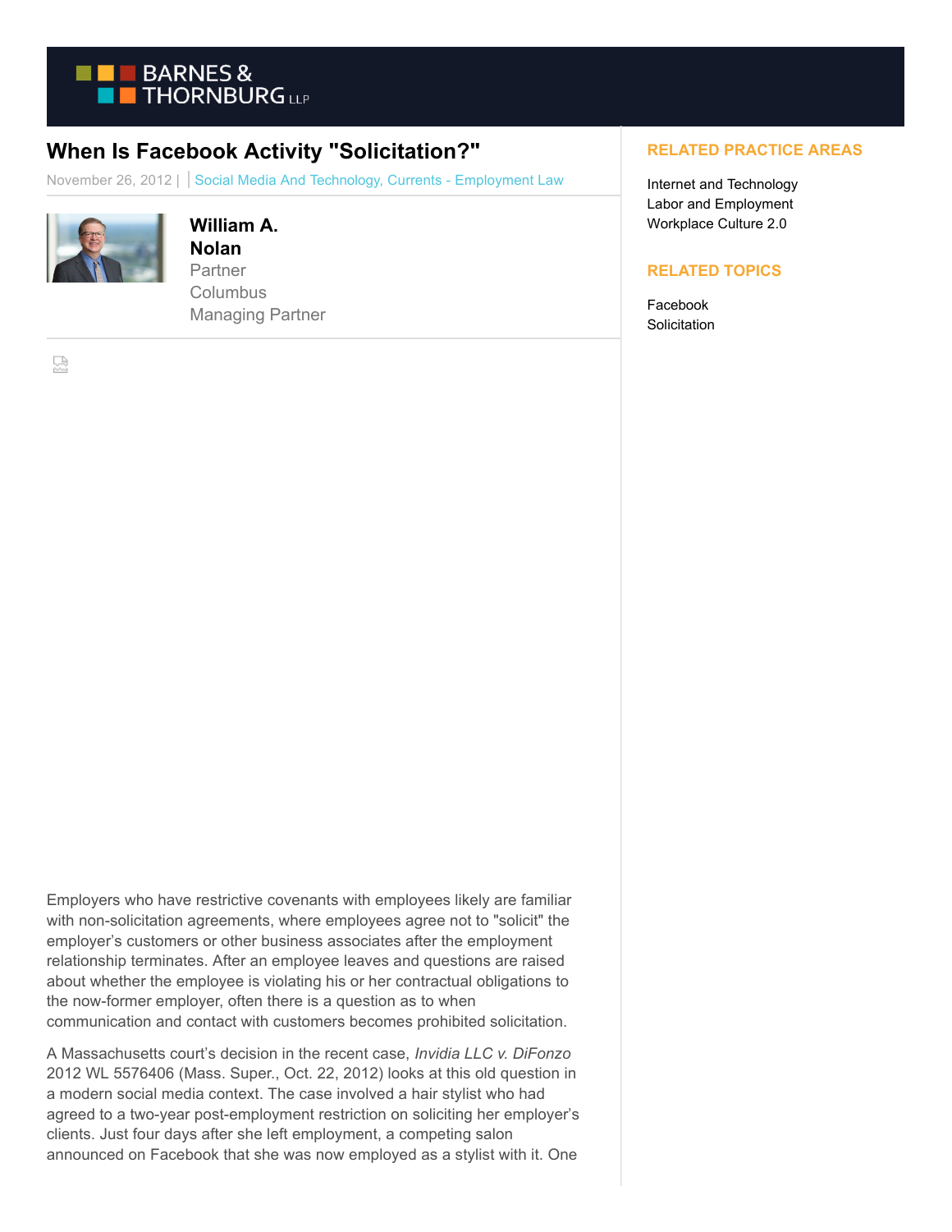# When Is Facebook Activity "Solicitation?"

November 26, 2012 | Social Media And Technology, Currents - Employment Law

**William A. Nolan**
Partner
Columbus
Managing Partner

**RELATED PRACTICE AREAS**

Internet and Technology
Labor and Employment
Workplace Culture 2.0

**RELATED TOPICS**

Facebook
Solicitation

Employers who have restrictive covenants with employees likely are familiar with non-solicitation agreements, where employees agree not to "solicit" the employer's customers or other business associates after the employment relationship terminates. After an employee leaves and questions are raised about whether the employee is violating his or her contractual obligations to the now-former employer, often there is a question as to when communication and contact with customers becomes prohibited solicitation.

A Massachusetts court's decision in the recent case, *Invidia LLC v. DiFonzo* 2012 WL 5576406 (Mass. Super., Oct. 22, 2012) looks at this old question in a modern social media context. The case involved a hair stylist who had agreed to a two-year post-employment restriction on soliciting her employer's clients. Just four days after she left employment, a competing salon announced on Facebook that she was now employed as a stylist with it. One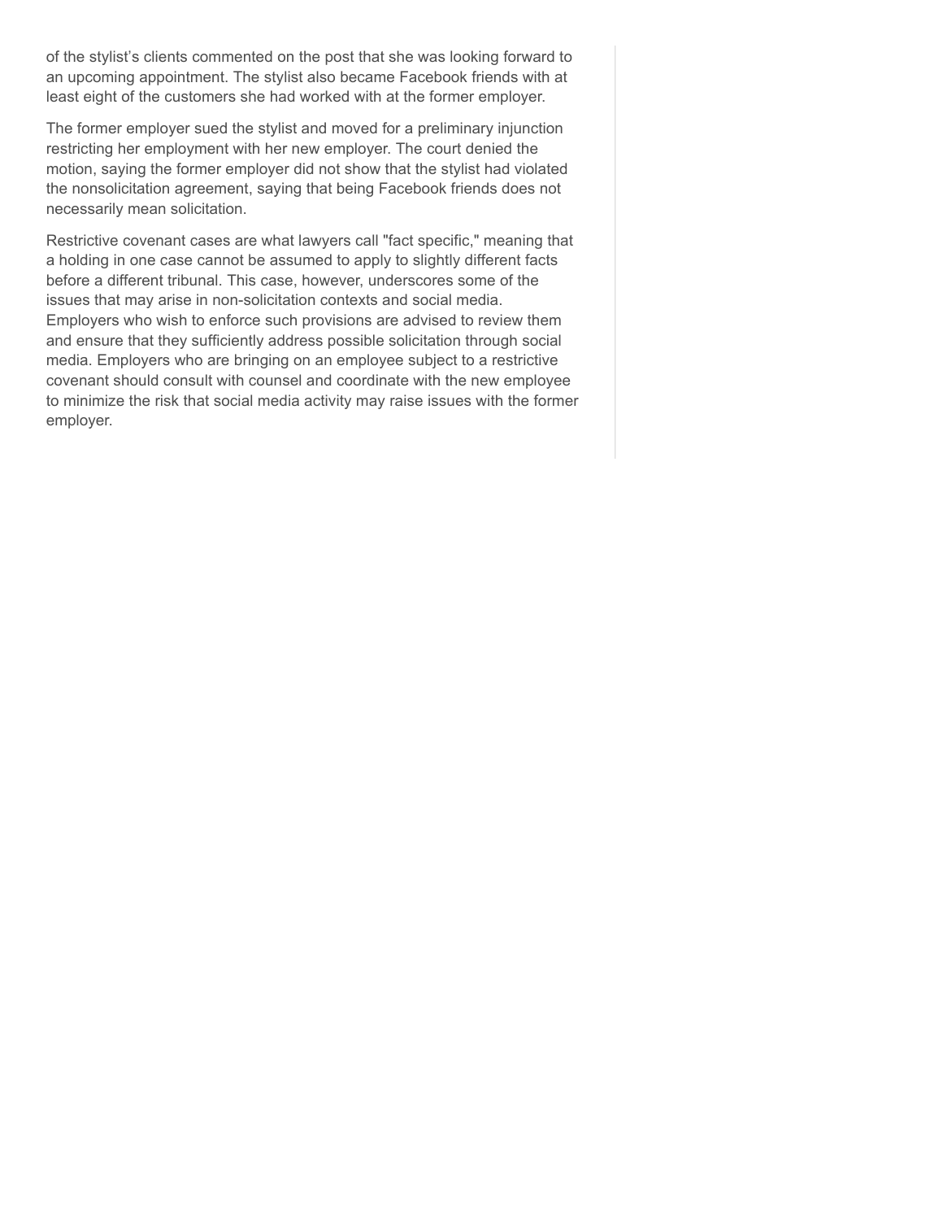of the stylist’s clients commented on the post that she was looking forward to an upcoming appointment. The stylist also became Facebook friends with at least eight of the customers she had worked with at the former employer.

The former employer sued the stylist and moved for a preliminary injunction restricting her employment with her new employer. The court denied the motion, saying the former employer did not show that the stylist had violated the nonsolicitation agreement, saying that being Facebook friends does not necessarily mean solicitation.

Restrictive covenant cases are what lawyers call "fact specific," meaning that a holding in one case cannot be assumed to apply to slightly different facts before a different tribunal. This case, however, underscores some of the issues that may arise in non-solicitation contexts and social media. Employers who wish to enforce such provisions are advised to review them and ensure that they sufficiently address possible solicitation through social media. Employers who are bringing on an employee subject to a restrictive covenant should consult with counsel and coordinate with the new employee to minimize the risk that social media activity may raise issues with the former employer.